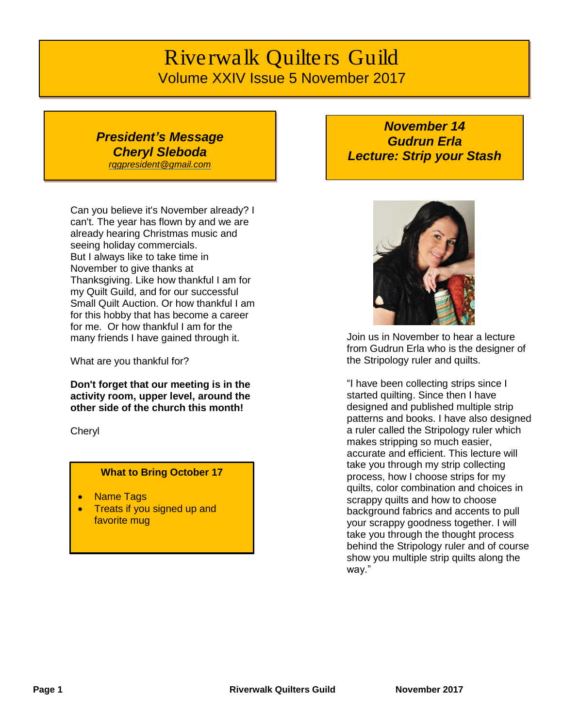# Riverwalk Quilters Guild

Volume XXIV Issue 5 November 2017

## *President's Message*
## *Cheryl Sleboda*

*rqgpresident@gmail.com*

Can you believe it's November already? I can't. The year has flown by and we are already hearing Christmas music and seeing holiday commercials.
But I always like to take time in November to give thanks at Thanksgiving. Like how thankful I am for my Quilt Guild, and for our successful Small Quilt Auction. Or how thankful I am for this hobby that has become a career for me. Or how thankful I am for the many friends I have gained through it.

What are you thankful for?

**Don't forget that our meeting is in the activity room, upper level, around the other side of the church this month!**

Cheryl

### What to Bring October 17

- Name Tags
- Treats if you signed up and favorite mug

## *November 14*
## *Gudrun Erla*
## *Lecture: Strip your Stash*

Join us in November to hear a lecture from Gudrun Erla who is the designer of the Stripology ruler and quilts.

"I have been collecting strips since I started quilting. Since then I have designed and published multiple strip patterns and books. I have also designed a ruler called the Stripology ruler which makes stripping so much easier, accurate and efficient. This lecture will take you through my strip collecting process, how I choose strips for my quilts, color combination and choices in scrappy quilts and how to choose background fabrics and accents to pull your scrappy goodness together. I will take you through the thought process behind the Stripology ruler and of course show you multiple strip quilts along the way."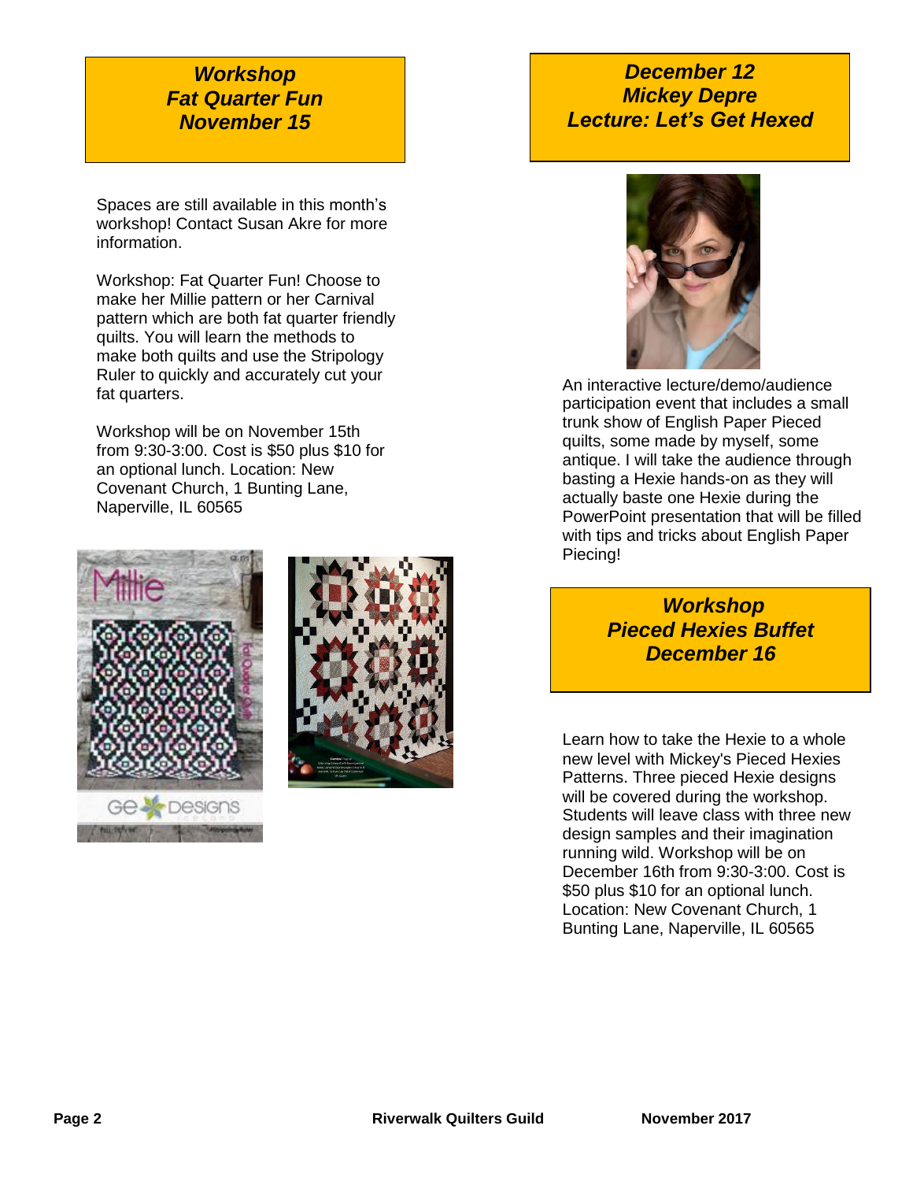## *Workshop Fat Quarter Fun November 15*

Spaces are still available in this month's workshop! Contact Susan Akre for more information.

Workshop: Fat Quarter Fun! Choose to make her Millie pattern or her Carnival pattern which are both fat quarter friendly quilts. You will learn the methods to make both quilts and use the Stripology Ruler to quickly and accurately cut your fat quarters.

Workshop will be on November 15th from 9:30-3:00. Cost is $50 plus $10 for an optional lunch. Location: New Covenant Church, 1 Bunting Lane, Naperville, IL 60565

## *December 12 Mickey Depre Lecture: Let's Get Hexed*

An interactive lecture/demo/audience participation event that includes a small trunk show of English Paper Pieced quilts, some made by myself, some antique. I will take the audience through basting a Hexie hands-on as they will actually baste one Hexie during the PowerPoint presentation that will be filled with tips and tricks about English Paper Piecing!

## *Workshop Pieced Hexies Buffet December 16*

Learn how to take the Hexie to a whole new level with Mickey's Pieced Hexies Patterns. Three pieced Hexie designs will be covered during the workshop. Students will leave class with three new design samples and their imagination running wild. Workshop will be on December 16th from 9:30-3:00. Cost is $50 plus $10 for an optional lunch. Location: New Covenant Church, 1 Bunting Lane, Naperville, IL 60565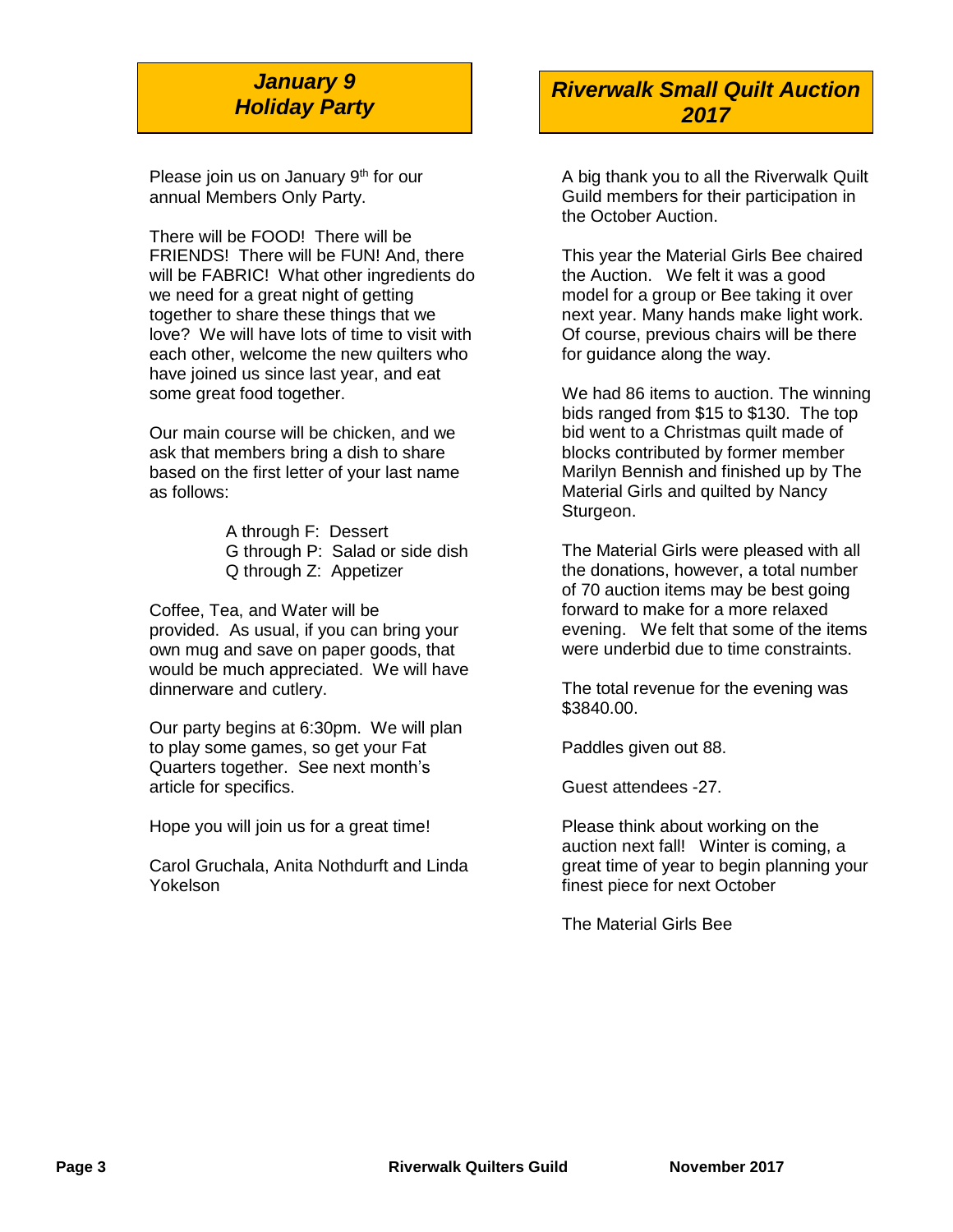## ***January 9 Holiday Party***

Please join us on January 9th for our annual Members Only Party.

There will be FOOD! There will be FRIENDS! There will be FUN! And, there will be FABRIC! What other ingredients do we need for a great night of getting together to share these things that we love? We will have lots of time to visit with each other, welcome the new quilters who have joined us since last year, and eat some great food together.

Our main course will be chicken, and we ask that members bring a dish to share based on the first letter of your last name as follows:

A through F: Dessert
G through P: Salad or side dish
Q through Z: Appetizer

Coffee, Tea, and Water will be provided. As usual, if you can bring your own mug and save on paper goods, that would be much appreciated. We will have dinnerware and cutlery.

Our party begins at 6:30pm. We will plan to play some games, so get your Fat Quarters together. See next month's article for specifics.

Hope you will join us for a great time!

Carol Gruchala, Anita Nothdurft and Linda Yokelson

## ***Riverwalk Small Quilt Auction 2017***

A big thank you to all the Riverwalk Quilt Guild members for their participation in the October Auction.

This year the Material Girls Bee chaired the Auction. We felt it was a good model for a group or Bee taking it over next year. Many hands make light work. Of course, previous chairs will be there for guidance along the way.

We had 86 items to auction. The winning bids ranged from $15 to $130. The top bid went to a Christmas quilt made of blocks contributed by former member Marilyn Bennish and finished up by The Material Girls and quilted by Nancy Sturgeon.

The Material Girls were pleased with all the donations, however, a total number of 70 auction items may be best going forward to make for a more relaxed evening. We felt that some of the items were underbid due to time constraints.

The total revenue for the evening was $3840.00.

Paddles given out 88.

Guest attendees -27.

Please think about working on the auction next fall! Winter is coming, a great time of year to begin planning your finest piece for next October

The Material Girls Bee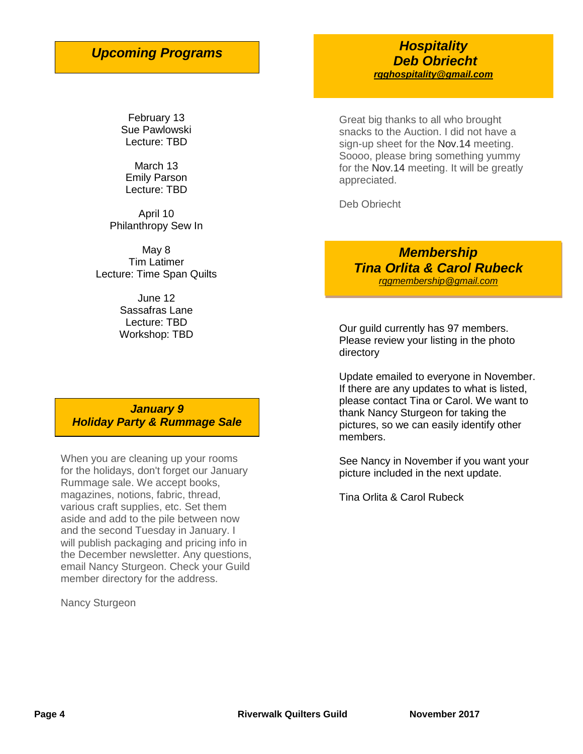## *Upcoming Programs*

February 13
Sue Pawlowski
Lecture: TBD

March 13
Emily Parson
Lecture: TBD

April 10
Philanthropy Sew In

May 8
Tim Latimer
Lecture: Time Span Quilts

June 12
Sassafras Lane
Lecture: TBD
Workshop: TBD

## *January 9*
## *Holiday Party & Rummage Sale*

When you are cleaning up your rooms for the holidays, don't forget our January Rummage sale. We accept books, magazines, notions, fabric, thread, various craft supplies, etc. Set them aside and add to the pile between now and the second Tuesday in January. I will publish packaging and pricing info in the December newsletter. Any questions, email Nancy Sturgeon. Check your Guild member directory for the address.

Nancy Sturgeon

## *Hospitality*
## *Deb Obriecht*

***rgghospitality@gmail.com***

Great big thanks to all who brought snacks to the Auction. I did not have a sign-up sheet for the Nov.14 meeting. Soooo, please bring something yummy for the Nov.14 meeting. It will be greatly appreciated.

Deb Obriecht

## *Membership*
## *Tina Orlita & Carol Rubeck*

*rggmembership@gmail.com*

Our guild currently has 97 members. Please review your listing in the photo directory

Update emailed to everyone in November. If there are any updates to what is listed, please contact Tina or Carol. We want to thank Nancy Sturgeon for taking the pictures, so we can easily identify other members.

See Nancy in November if you want your picture included in the next update.

Tina Orlita & Carol Rubeck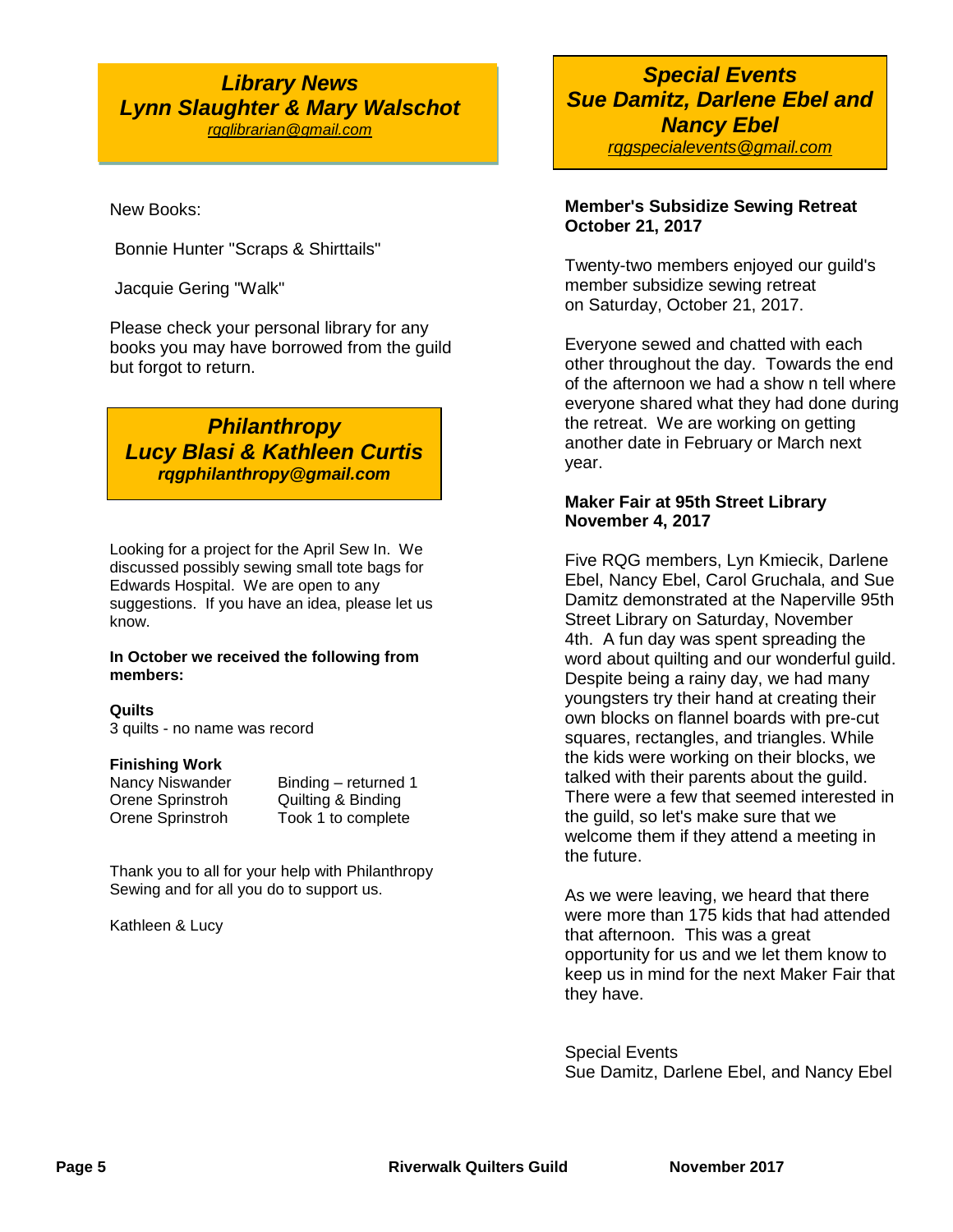## *Library News*
## *Lynn Slaughter & Mary Walschot*

*rqglibrarian@gmail.com*

New Books:

Bonnie Hunter "Scraps & Shirttails"

Jacquie Gering "Walk"

Please check your personal library for any books you may have borrowed from the guild but forgot to return.

## *Philanthropy*
## *Lucy Blasi & Kathleen Curtis*

***rqgphilanthropy@gmail.com***

Looking for a project for the April Sew In. We discussed possibly sewing small tote bags for Edwards Hospital. We are open to any suggestions. If you have an idea, please let us know.

**In October we received the following from members:**

**Quilts**
3 quilts - no name was record

**Finishing Work**

| | |
|---|---|
| Nancy Niswander | Binding – returned 1 |
| Orene Sprinstroh | Quilting & Binding |
| Orene Sprinstroh | Took 1 to complete |

Thank you to all for your help with Philanthropy Sewing and for all you do to support us.

Kathleen & Lucy

## *Special Events*
## *Sue Damitz, Darlene Ebel and Nancy Ebel*

*rqgspecialevents@gmail.com*

**Member's Subsidize Sewing Retreat**
**October 21, 2017**

Twenty-two members enjoyed our guild's member subsidize sewing retreat on Saturday, October 21, 2017.

Everyone sewed and chatted with each other throughout the day. Towards the end of the afternoon we had a show n tell where everyone shared what they had done during the retreat. We are working on getting another date in February or March next year.

**Maker Fair at 95th Street Library**
**November 4, 2017**

Five RQG members, Lyn Kmiecik, Darlene Ebel, Nancy Ebel, Carol Gruchala, and Sue Damitz demonstrated at the Naperville 95th Street Library on Saturday, November 4th. A fun day was spent spreading the word about quilting and our wonderful guild. Despite being a rainy day, we had many youngsters try their hand at creating their own blocks on flannel boards with pre-cut squares, rectangles, and triangles. While the kids were working on their blocks, we talked with their parents about the guild. There were a few that seemed interested in the guild, so let's make sure that we welcome them if they attend a meeting in the future.

As we were leaving, we heard that there were more than 175 kids that had attended that afternoon. This was a great opportunity for us and we let them know to keep us in mind for the next Maker Fair that they have.

Special Events
Sue Damitz, Darlene Ebel, and Nancy Ebel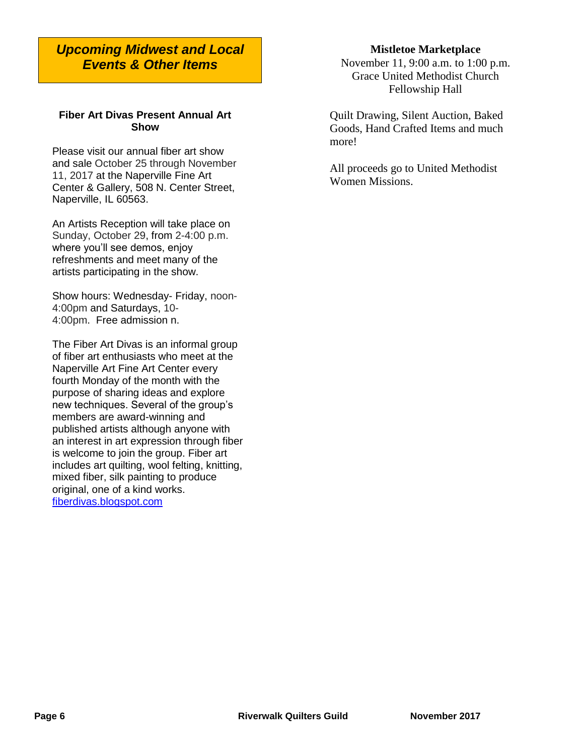## *Upcoming Midwest and Local Events & Other Items*

### Fiber Art Divas Present Annual Art Show

Please visit our annual fiber art show and sale October 25 through November 11, 2017 at the Naperville Fine Art Center & Gallery, 508 N. Center Street, Naperville, IL 60563.

An Artists Reception will take place on Sunday, October 29, from 2-4:00 p.m. where you'll see demos, enjoy refreshments and meet many of the artists participating in the show.

Show hours: Wednesday- Friday, noon-4:00pm and Saturdays, 10-4:00pm.  Free admission n.

The Fiber Art Divas is an informal group of fiber art enthusiasts who meet at the Naperville Art Fine Art Center every fourth Monday of the month with the purpose of sharing ideas and explore new techniques. Several of the group's members are award-winning and published artists although anyone with an interest in art expression through fiber is welcome to join the group. Fiber art includes art quilting, wool felting, knitting, mixed fiber, silk painting to produce original, one of a kind works. fiberdivas.blogspot.com

### Mistletoe Marketplace

November 11, 9:00 a.m. to 1:00 p.m.
Grace United Methodist Church
Fellowship Hall

Quilt Drawing, Silent Auction, Baked Goods, Hand Crafted Items and much more!

All proceeds go to United Methodist Women Missions.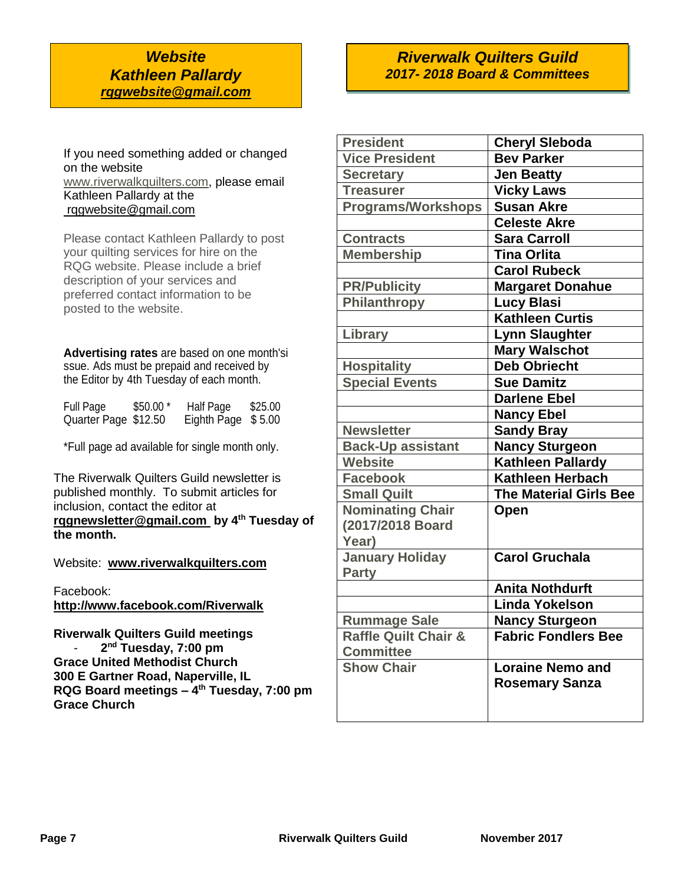## *Website*
## *Kathleen Pallardy*
***rqgwebsite@gmail.com***

If you need something added or changed on the website www.riverwalkquilters.com, please email Kathleen Pallardy at the rqgwebsite@gmail.com

Please contact Kathleen Pallardy to post your quilting services for hire on the RQG website. Please include a brief description of your services and preferred contact information to be posted to the website.

**Advertising rates** are based on one month'si ssue. Ads must be prepaid and received by the Editor by 4th Tuesday of each month.

| | | | |
|---|---|---|---|
| Full Page | $50.00 * | Half Page | $25.00 |
| Quarter Page | $12.50 | Eighth Page | $ 5.00 |

*Full page ad available for single month only.

The Riverwalk Quilters Guild newsletter is published monthly. To submit articles for inclusion, contact the editor at **rqgnewsletter@gmail.com by 4th Tuesday of the month.**

Website: **www.riverwalkquilters.com**

Facebook:
**http://www.facebook.com/Riverwalk**

**Riverwalk Quilters Guild meetings**
- **2nd Tuesday, 7:00 pm**

**Grace United Methodist Church**
**300 E Gartner Road, Naperville, IL**
**RQG Board meetings – 4th Tuesday, 7:00 pm**
**Grace Church**

## *Riverwalk Quilters Guild*
### *2017- 2018 Board & Committees*

| | |
|---|---|
| **President** | **Cheryl Sleboda** |
| **Vice President** | **Bev Parker** |
| **Secretary** | **Jen Beatty** |
| **Treasurer** | **Vicky Laws** |
| **Programs/Workshops** | **Susan Akre** |
| | **Celeste Akre** |
| **Contracts** | **Sara Carroll** |
| **Membership** | **Tina Orlita** |
| | **Carol Rubeck** |
| **PR/Publicity** | **Margaret Donahue** |
| **Philanthropy** | **Lucy Blasi** |
| | **Kathleen Curtis** |
| **Library** | **Lynn Slaughter** |
| | **Mary Walschot** |
| **Hospitality** | **Deb Obriecht** |
| **Special Events** | **Sue Damitz** |
| | **Darlene Ebel** |
| | **Nancy Ebel** |
| **Newsletter** | **Sandy Bray** |
| **Back-Up assistant** | **Nancy Sturgeon** |
| **Website** | **Kathleen Pallardy** |
| **Facebook** | **Kathleen Herbach** |
| **Small Quilt** | **The Material Girls Bee** |
| **Nominating Chair (2017/2018 Board Year)** | **Open** |
| **January Holiday Party** | **Carol Gruchala** |
| | **Anita Nothdurft** |
| | **Linda Yokelson** |
| **Rummage Sale** | **Nancy Sturgeon** |
| **Raffle Quilt Chair & Committee** | **Fabric Fondlers Bee** |
| **Show Chair** | **Loraine Nemo and Rosemary Sanza** |